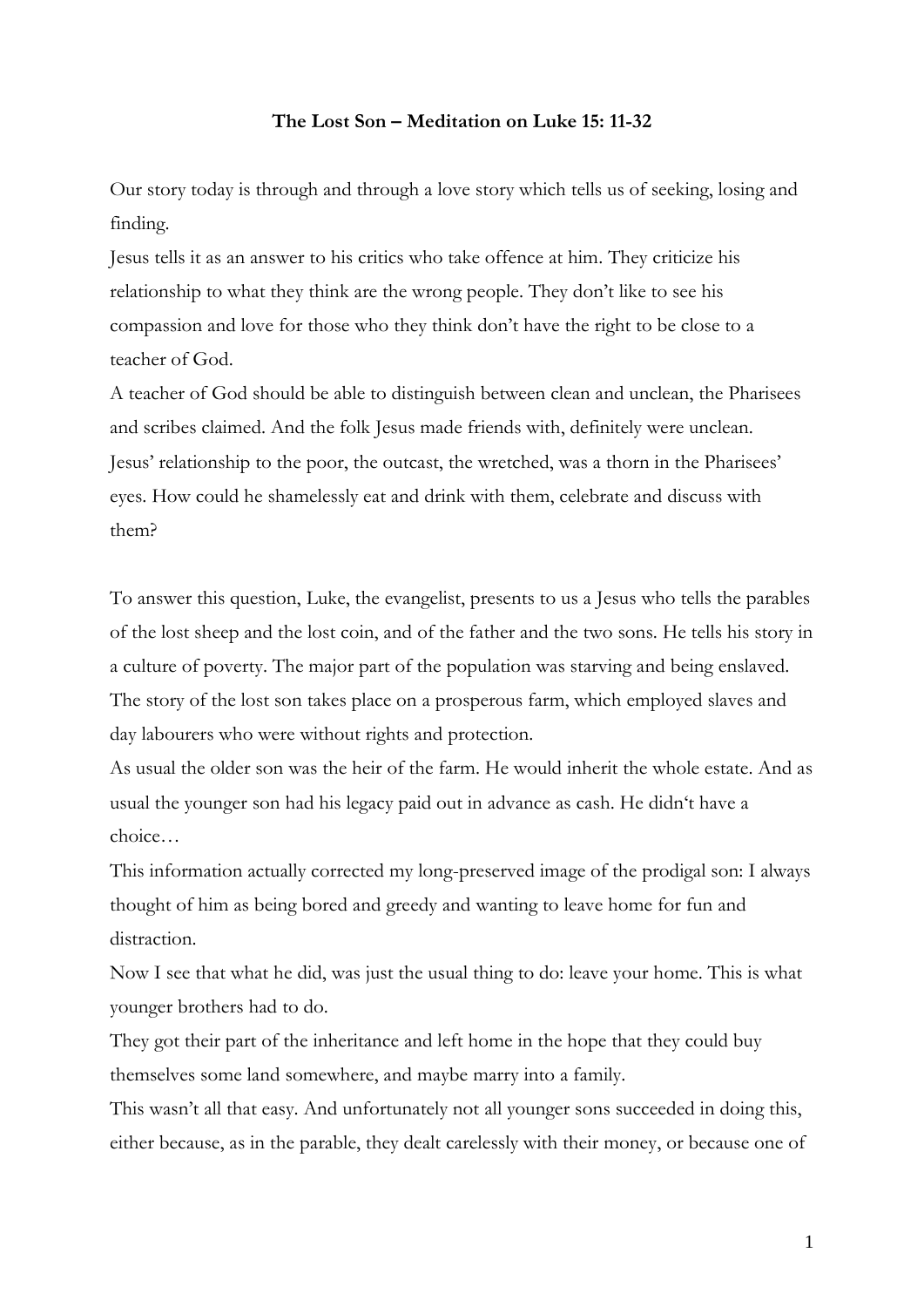**The Lost Son – Meditation on Luke 15: 11-32**

Our story today is through and through a love story which tells us of seeking, losing and finding.

Jesus tells it as an answer to his critics who take offence at him. They criticize his relationship to what they think are the wrong people. They don't like to see his compassion and love for those who they think don't have the right to be close to a teacher of God.

A teacher of God should be able to distinguish between clean and unclean, the Pharisees and scribes claimed. And the folk Jesus made friends with, definitely were unclean. Jesus' relationship to the poor, the outcast, the wretched, was a thorn in the Pharisees' eyes. How could he shamelessly eat and drink with them, celebrate and discuss with them?

To answer this question, Luke, the evangelist, presents to us a Jesus who tells the parables of the lost sheep and the lost coin, and of the father and the two sons. He tells his story in a culture of poverty. The major part of the population was starving and being enslaved. The story of the lost son takes place on a prosperous farm, which employed slaves and day labourers who were without rights and protection.

As usual the older son was the heir of the farm. He would inherit the whole estate. And as usual the younger son had his legacy paid out in advance as cash. He didn't have a choice…

This information actually corrected my long-preserved image of the prodigal son: I always thought of him as being bored and greedy and wanting to leave home for fun and distraction.

Now I see that what he did, was just the usual thing to do: leave your home. This is what younger brothers had to do.

They got their part of the inheritance and left home in the hope that they could buy themselves some land somewhere, and maybe marry into a family.

This wasn't all that easy. And unfortunately not all younger sons succeeded in doing this, either because, as in the parable, they dealt carelessly with their money, or because one of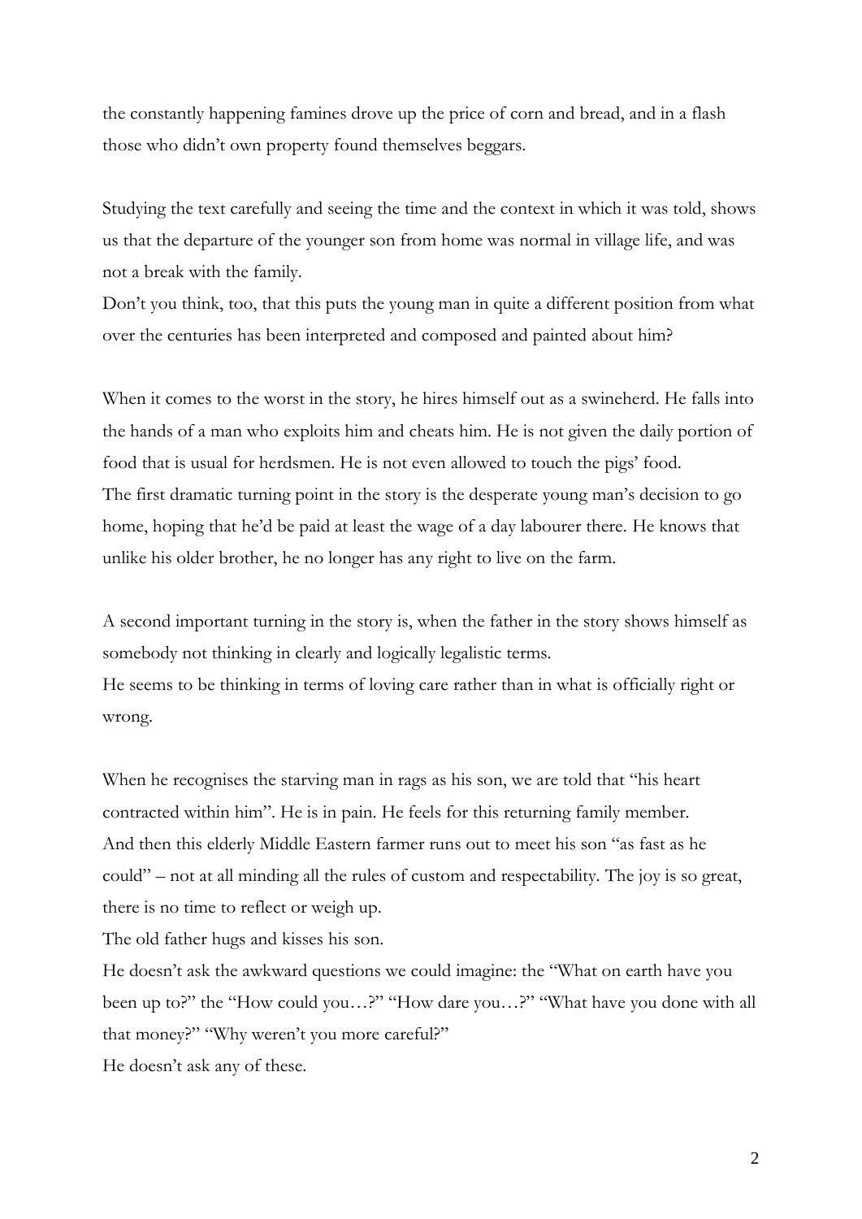the constantly happening famines drove up the price of corn and bread, and in a flash those who didn't own property found themselves beggars.

Studying the text carefully and seeing the time and the context in which it was told, shows us that the departure of the younger son from home was normal in village life, and was not a break with the family.

Don't you think, too, that this puts the young man in quite a different position from what over the centuries has been interpreted and composed and painted about him?

When it comes to the worst in the story, he hires himself out as a swineherd. He falls into the hands of a man who exploits him and cheats him. He is not given the daily portion of food that is usual for herdsmen. He is not even allowed to touch the pigs' food.

The first dramatic turning point in the story is the desperate young man's decision to go home, hoping that he'd be paid at least the wage of a day labourer there. He knows that unlike his older brother, he no longer has any right to live on the farm.

A second important turning in the story is, when the father in the story shows himself as somebody not thinking in clearly and logically legalistic terms.

He seems to be thinking in terms of loving care rather than in what is officially right or wrong.

When he recognises the starving man in rags as his son, we are told that "his heart contracted within him". He is in pain. He feels for this returning family member.

And then this elderly Middle Eastern farmer runs out to meet his son "as fast as he could" – not at all minding all the rules of custom and respectability. The joy is so great, there is no time to reflect or weigh up.

The old father hugs and kisses his son.

He doesn't ask the awkward questions we could imagine: the "What on earth have you been up to?" the "How could you…?" "How dare you…?" "What have you done with all that money?" "Why weren't you more careful?"

He doesn't ask any of these.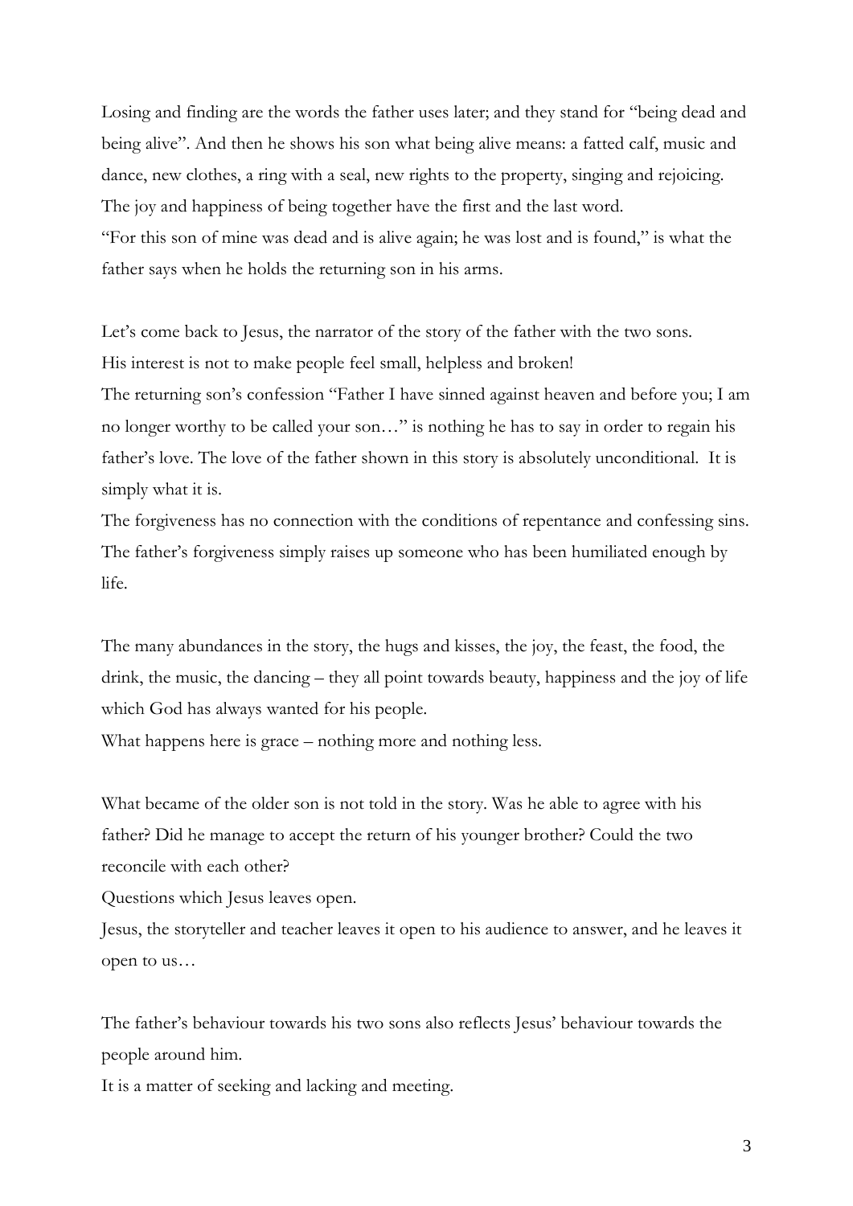Losing and finding are the words the father uses later; and they stand for "being dead and being alive". And then he shows his son what being alive means: a fatted calf, music and dance, new clothes, a ring with a seal, new rights to the property, singing and rejoicing. The joy and happiness of being together have the first and the last word.
"For this son of mine was dead and is alive again; he was lost and is found," is what the father says when he holds the returning son in his arms.

Let's come back to Jesus, the narrator of the story of the father with the two sons.
His interest is not to make people feel small, helpless and broken!
The returning son's confession "Father I have sinned against heaven and before you; I am no longer worthy to be called your son…" is nothing he has to say in order to regain his father's love. The love of the father shown in this story is absolutely unconditional. It is simply what it is.
The forgiveness has no connection with the conditions of repentance and confessing sins. The father's forgiveness simply raises up someone who has been humiliated enough by life.

The many abundances in the story, the hugs and kisses, the joy, the feast, the food, the drink, the music, the dancing – they all point towards beauty, happiness and the joy of life which God has always wanted for his people.
What happens here is grace – nothing more and nothing less.

What became of the older son is not told in the story. Was he able to agree with his father? Did he manage to accept the return of his younger brother? Could the two reconcile with each other?
Questions which Jesus leaves open.
Jesus, the storyteller and teacher leaves it open to his audience to answer, and he leaves it open to us…

The father's behaviour towards his two sons also reflects Jesus' behaviour towards the people around him.
It is a matter of seeking and lacking and meeting.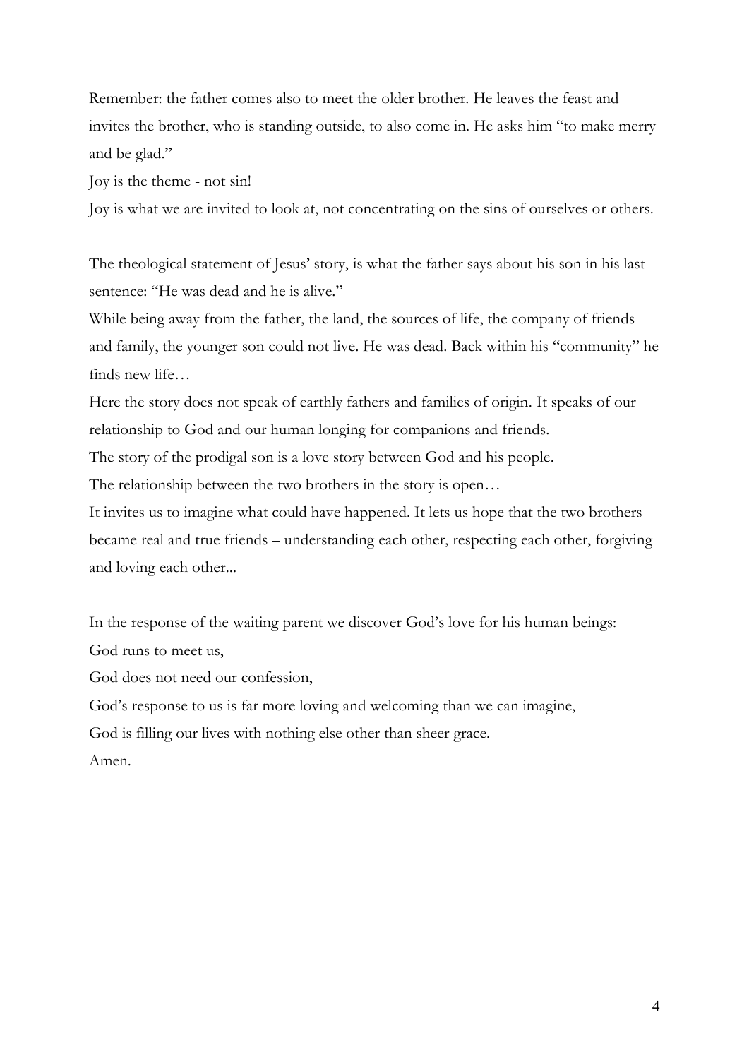Remember: the father comes also to meet the older brother. He leaves the feast and invites the brother, who is standing outside, to also come in. He asks him "to make merry and be glad."

Joy is the theme - not sin!

Joy is what we are invited to look at, not concentrating on the sins of ourselves or others.

The theological statement of Jesus' story, is what the father says about his son in his last sentence: "He was dead and he is alive."

While being away from the father, the land, the sources of life, the company of friends and family, the younger son could not live. He was dead. Back within his "community" he finds new life…

Here the story does not speak of earthly fathers and families of origin. It speaks of our relationship to God and our human longing for companions and friends.

The story of the prodigal son is a love story between God and his people.

The relationship between the two brothers in the story is open…

It invites us to imagine what could have happened. It lets us hope that the two brothers became real and true friends – understanding each other, respecting each other, forgiving and loving each other...

In the response of the waiting parent we discover God's love for his human beings:

God runs to meet us,

God does not need our confession,

God's response to us is far more loving and welcoming than we can imagine,

God is filling our lives with nothing else other than sheer grace.

Amen.